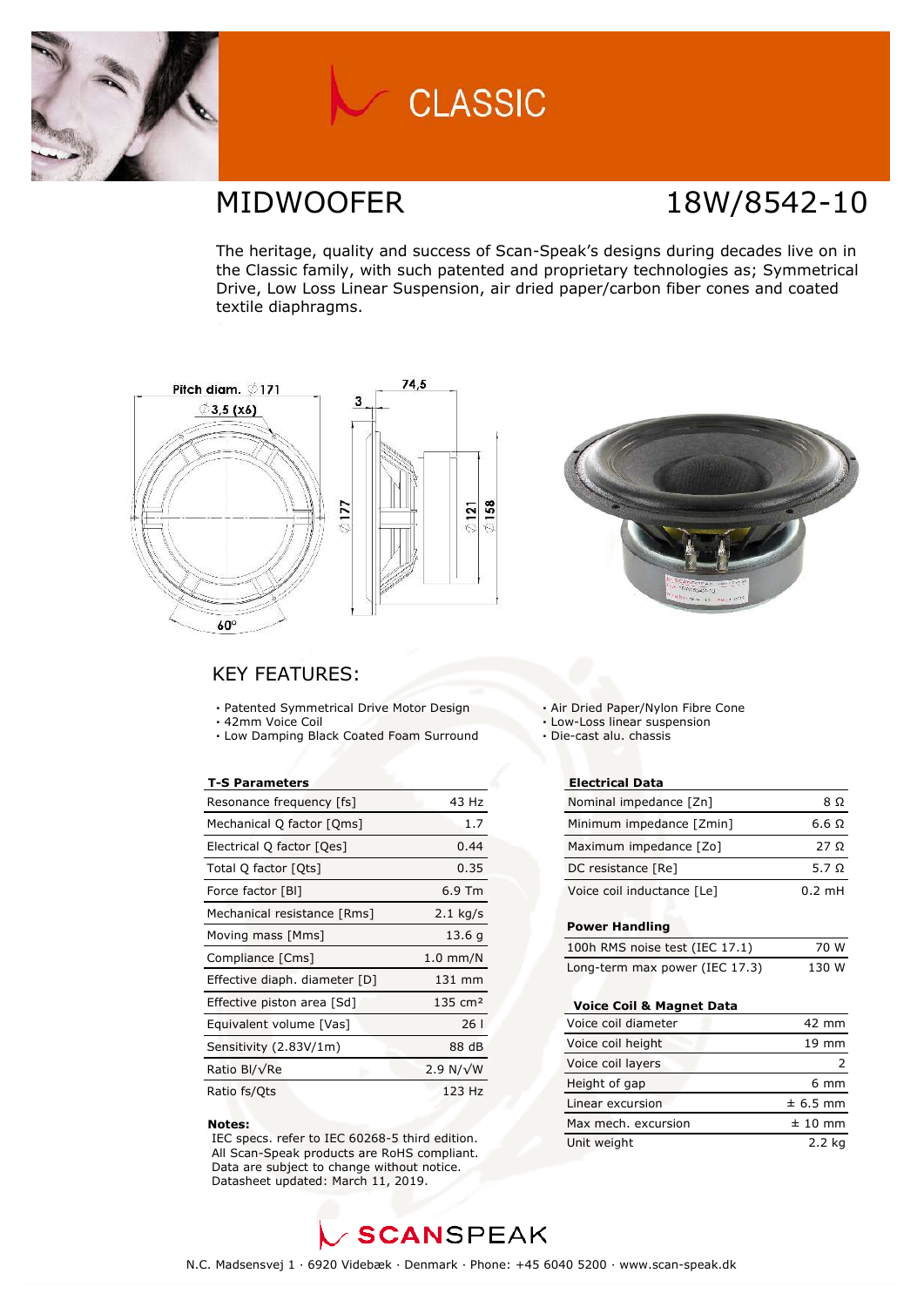# CLASSIC

## MIDWOOFER 18W/8542-10

The heritage, quality and success of Scan-Speak's designs during decades live on in the Classic family, with such patented and proprietary technologies as; Symmetrical Drive, Low Loss Linear Suspension, air dried paper/carbon fiber cones and coated textile diaphragms.

Pitch diam. ⌀171
⌀3,5 (x6)
60°
74,5
3
⌀177
⌀121
⌀158

## KEY FEATURES:

- Patented Symmetrical Drive Motor Design
- 42mm Voice Coil
- Low Damping Black Coated Foam Surround
- Air Dried Paper/Nylon Fibre Cone
- Low-Loss linear suspension
- Die-cast alu. chassis

**T-S Parameters**

| | |
|---|---|
| Resonance frequency [fs] | 43 Hz |
| Mechanical Q factor [Qms] | 1.7 |
| Electrical Q factor [Qes] | 0.44 |
| Total Q factor [Qts] | 0.35 |
| Force factor [Bl] | 6.9 Tm |
| Mechanical resistance [Rms] | 2.1 kg/s |
| Moving mass [Mms] | 13.6 g |
| Compliance [Cms] | 1.0 mm/N |
| Effective diaph. diameter [D] | 131 mm |
| Effective piston area [Sd] | 135 cm² |
| Equivalent volume [Vas] | 26 l |
| Sensitivity (2.83V/1m) | 88 dB |
| Ratio Bl/√Re | 2.9 N/√W |
| Ratio fs/Qts | 123 Hz |

**Notes:**
IEC specs. refer to IEC 60268-5 third edition.
All Scan-Speak products are RoHS compliant.
Data are subject to change without notice.
Datasheet updated: March 11, 2019.

**Electrical Data**

| | |
|---|---|
| Nominal impedance [Zn] | 8 Ω |
| Minimum impedance [Zmin] | 6.6 Ω |
| Maximum impedance [Zo] | 27 Ω |
| DC resistance [Re] | 5.7 Ω |
| Voice coil inductance [Le] | 0.2 mH |

**Power Handling**

| | |
|---|---|
| 100h RMS noise test (IEC 17.1) | 70 W |
| Long-term max power (IEC 17.3) | 130 W |

**Voice Coil & Magnet Data**

| | |
|---|---|
| Voice coil diameter | 42 mm |
| Voice coil height | 19 mm |
| Voice coil layers | 2 |
| Height of gap | 6 mm |
| Linear excursion | ± 6.5 mm |
| Max mech. excursion | ± 10 mm |
| Unit weight | 2.2 kg |

SCANSPEAK

N.C. Madsensvej 1 · 6920 Videbæk · Denmark · Phone: +45 6040 5200 · www.scan-speak.dk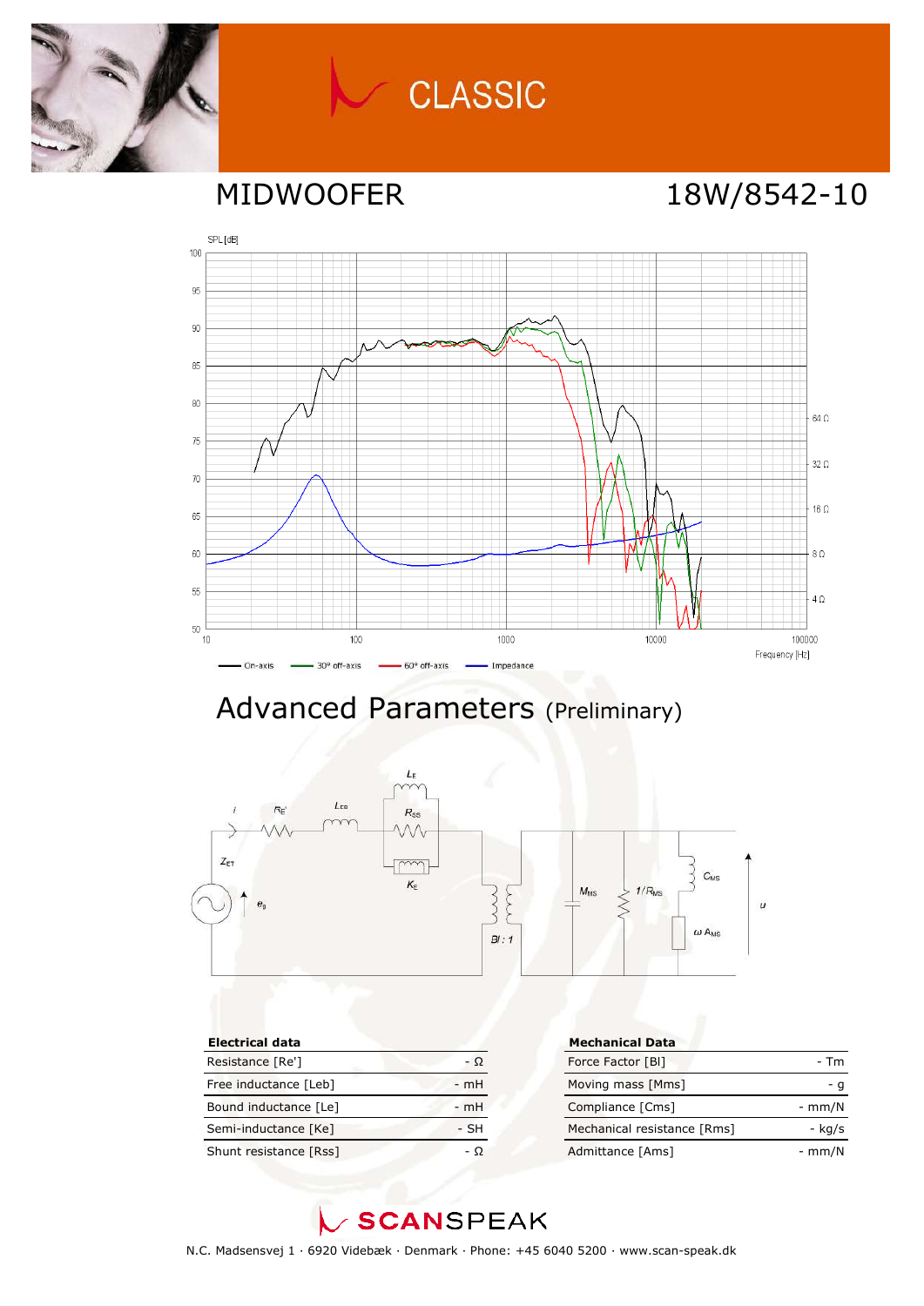CLASSIC

# MIDWOOFER

18W/8542-10

SPL [dB]

100
95
90
85
80
75
70
65
60
55
50

64 Ω
32 Ω
16 Ω
8 Ω
4 Ω

10
100
1000
10000
100000

Frequency [Hz]

On-axis
30° off-axis
60° off-axis
Impedance

## Advanced Parameters (Preliminary)

$L_E$
$i$
$R_E'$
$L_{EB}$
$R_{SS}$
$Z_{ET}$
$K_E$
$e_g$
$Bl : 1$
$M_{MS}$
$1/R_{MS}$
$C_{MS}$
$\omega A_{MS}$
$u$

| Electrical data | |
|---|---|
| Resistance [Re'] | - Ω |
| Free inductance [Leb] | - mH |
| Bound inductance [Le] | - mH |
| Semi-inductance [Ke] | - SH |
| Shunt resistance [Rss] | - Ω |

| Mechanical Data | |
|---|---|
| Force Factor [Bl] | - Tm |
| Moving mass [Mms] | - g |
| Compliance [Cms] | - mm/N |
| Mechanical resistance [Rms] | - kg/s |
| Admittance [Ams] | - mm/N |

SCANSPEAK

N.C. Madsensvej 1 · 6920 Videbæk · Denmark · Phone: +45 6040 5200 · www.scan-speak.dk